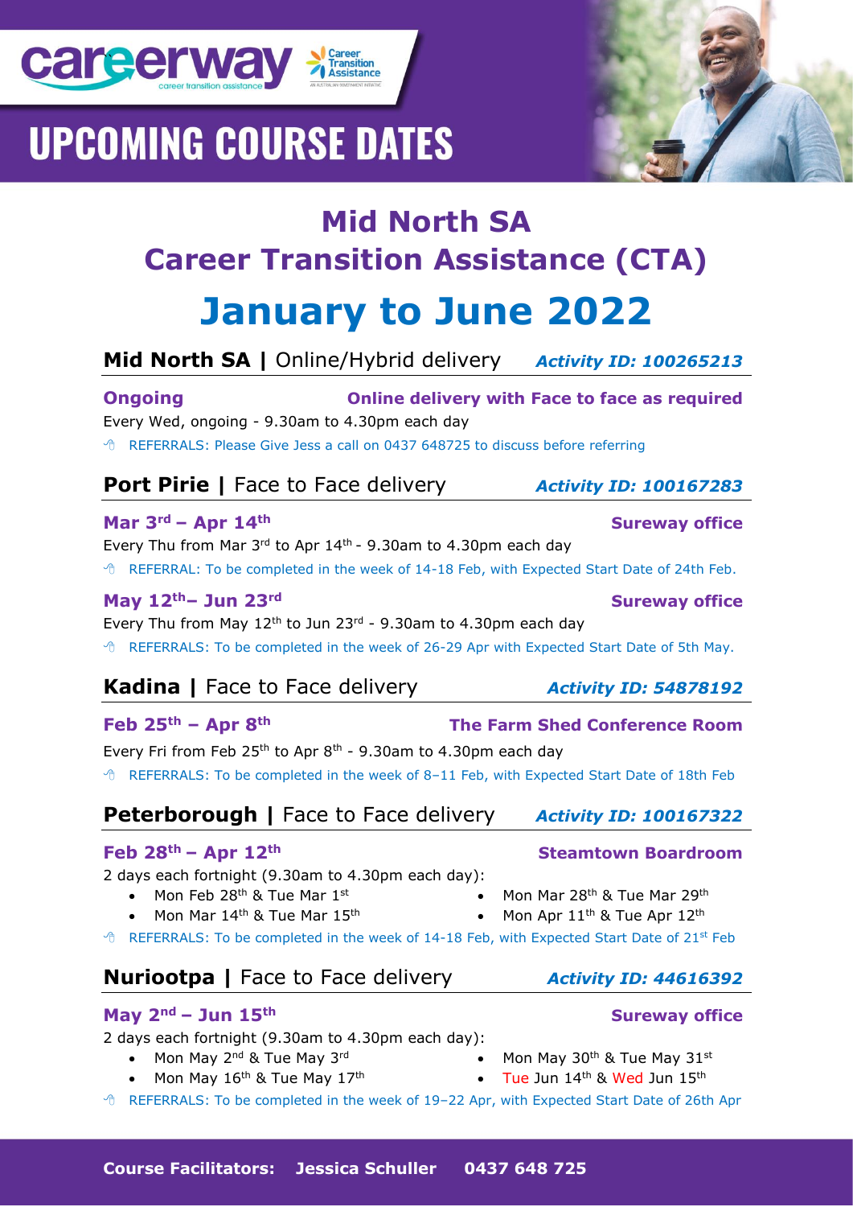careerway career transition assistance

Career Transition Assistance

# UPCOMING COURSE DATES

## Mid North SA Career Transition Assistance (CTA)

# January to June 2022

### Mid North SA | Online/Hybrid delivery — *Activity ID: 100265213*

**Ongoing** — **Online delivery with Face to face as required**

Every Wed, ongoing - 9.30am to 4.30pm each day

REFERRALS: Please Give Jess a call on 0437 648725 to discuss before referring

### Port Pirie | Face to Face delivery — *Activity ID: 100167283*

**Mar 3rd – Apr 14th** — **Sureway office**

Every Thu from Mar 3rd to Apr 14th - 9.30am to 4.30pm each day

REFERRAL: To be completed in the week of 14-18 Feb, with Expected Start Date of 24th Feb.

**May 12th– Jun 23rd** — **Sureway office**

Every Thu from May 12th to Jun 23rd - 9.30am to 4.30pm each day

REFERRALS: To be completed in the week of 26-29 Apr with Expected Start Date of 5th May.

### Kadina | Face to Face delivery — *Activity ID: 54878192*

**Feb 25th – Apr 8th** — **The Farm Shed Conference Room**

Every Fri from Feb 25th to Apr 8th - 9.30am to 4.30pm each day

REFERRALS: To be completed in the week of 8–11 Feb, with Expected Start Date of 18th Feb

### Peterborough | Face to Face delivery — *Activity ID: 100167322*

**Feb 28th – Apr 12th** — **Steamtown Boardroom**

2 days each fortnight (9.30am to 4.30pm each day):

- Mon Feb 28th & Tue Mar 1st
- Mon Mar 14th & Tue Mar 15th
- Mon Mar 28th & Tue Mar 29th
- Mon Apr 11th & Tue Apr 12th

REFERRALS: To be completed in the week of 14-18 Feb, with Expected Start Date of 21st Feb

### Nuriootpa | Face to Face delivery — *Activity ID: 44616392*

**May 2nd – Jun 15th** — **Sureway office**

2 days each fortnight (9.30am to 4.30pm each day):

- Mon May 2nd & Tue May 3rd
- Mon May 16th & Tue May 17th
- Mon May 30th & Tue May 31st
- Tue Jun 14th & Wed Jun 15th

REFERRALS: To be completed in the week of 19–22 Apr, with Expected Start Date of 26th Apr

**Course Facilitators: Jessica Schuller 0437 648 725**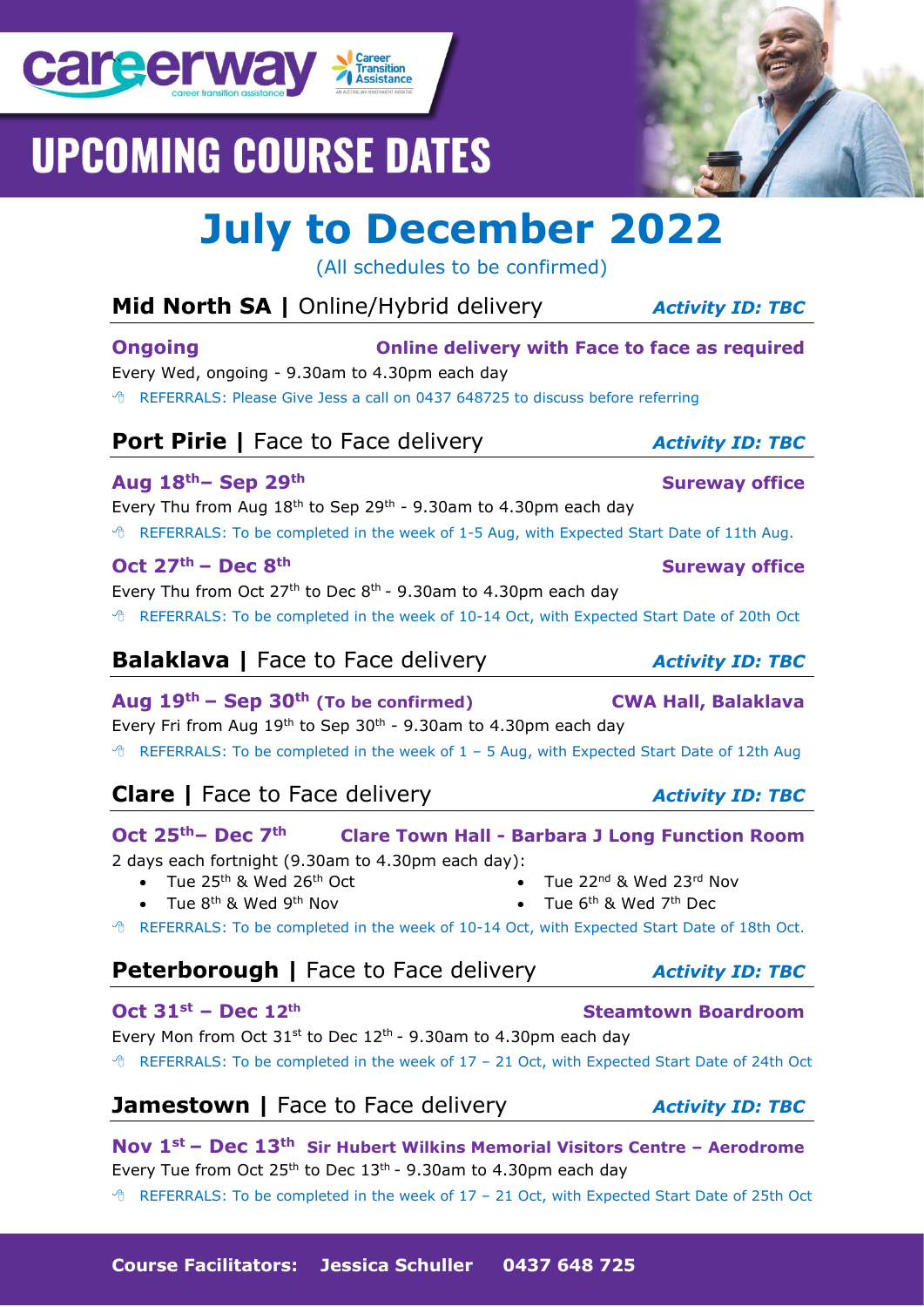careerway career transition assistance

Career Transition Assistance

# UPCOMING COURSE DATES

# July to December 2022

(All schedules to be confirmed)

## Mid North SA | Online/Hybrid delivery — *Activity ID: TBC*

**Ongoing** — **Online delivery with Face to face as required**

Every Wed, ongoing - 9.30am to 4.30pm each day

REFERRALS: Please Give Jess a call on 0437 648725 to discuss before referring

## Port Pirie | Face to Face delivery — *Activity ID: TBC*

**Aug 18th– Sep 29th** — **Sureway office**

Every Thu from Aug 18th to Sep 29th - 9.30am to 4.30pm each day

REFERRALS: To be completed in the week of 1-5 Aug, with Expected Start Date of 11th Aug.

**Oct 27th – Dec 8th** — **Sureway office**

Every Thu from Oct 27th to Dec 8th - 9.30am to 4.30pm each day

REFERRALS: To be completed in the week of 10-14 Oct, with Expected Start Date of 20th Oct

## Balaklava | Face to Face delivery — *Activity ID: TBC*

**Aug 19th – Sep 30th (To be confirmed)** — **CWA Hall, Balaklava**

Every Fri from Aug 19th to Sep 30th - 9.30am to 4.30pm each day

REFERRALS: To be completed in the week of 1 – 5 Aug, with Expected Start Date of 12th Aug

## Clare | Face to Face delivery — *Activity ID: TBC*

**Oct 25th– Dec 7th** — **Clare Town Hall - Barbara J Long Function Room**

2 days each fortnight (9.30am to 4.30pm each day):

- Tue 25th & Wed 26th Oct
- Tue 8th & Wed 9th Nov
- Tue 22nd & Wed 23rd Nov
- Tue 6th & Wed 7th Dec

REFERRALS: To be completed in the week of 10-14 Oct, with Expected Start Date of 18th Oct.

## Peterborough | Face to Face delivery — *Activity ID: TBC*

**Oct 31st – Dec 12th** — **Steamtown Boardroom**

Every Mon from Oct 31st to Dec 12th - 9.30am to 4.30pm each day

REFERRALS: To be completed in the week of 17 – 21 Oct, with Expected Start Date of 24th Oct

## Jamestown | Face to Face delivery — *Activity ID: TBC*

**Nov 1st – Dec 13th** — **Sir Hubert Wilkins Memorial Visitors Centre – Aerodrome**

Every Tue from Oct 25th to Dec 13th - 9.30am to 4.30pm each day

REFERRALS: To be completed in the week of 17 – 21 Oct, with Expected Start Date of 25th Oct

**Course Facilitators: Jessica Schuller 0437 648 725**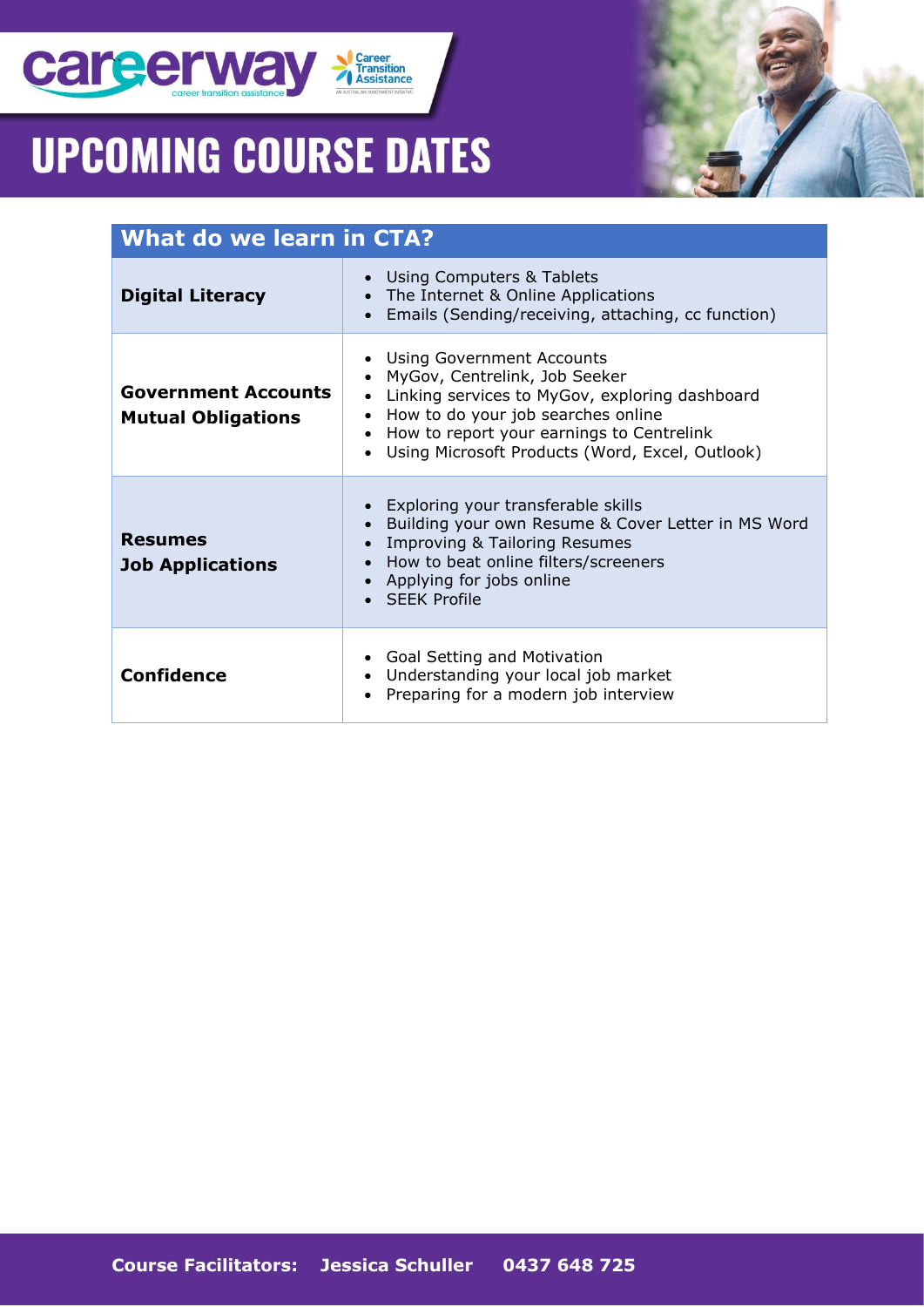careerway career transition assistance

Career Transition Assistance

# UPCOMING COURSE DATES

| What do we learn in CTA? | |
|---|---|
| **Digital Literacy** | • Using Computers & Tablets<br>• The Internet & Online Applications<br>• Emails (Sending/receiving, attaching, cc function) |
| **Government Accounts**<br>**Mutual Obligations** | • Using Government Accounts<br>• MyGov, Centrelink, Job Seeker<br>• Linking services to MyGov, exploring dashboard<br>• How to do your job searches online<br>• How to report your earnings to Centrelink<br>• Using Microsoft Products (Word, Excel, Outlook) |
| **Resumes**<br>**Job Applications** | • Exploring your transferable skills<br>• Building your own Resume & Cover Letter in MS Word<br>• Improving & Tailoring Resumes<br>• How to beat online filters/screeners<br>• Applying for jobs online<br>• SEEK Profile |
| **Confidence** | • Goal Setting and Motivation<br>• Understanding your local job market<br>• Preparing for a modern job interview |

**Course Facilitators: Jessica Schuller 0437 648 725**